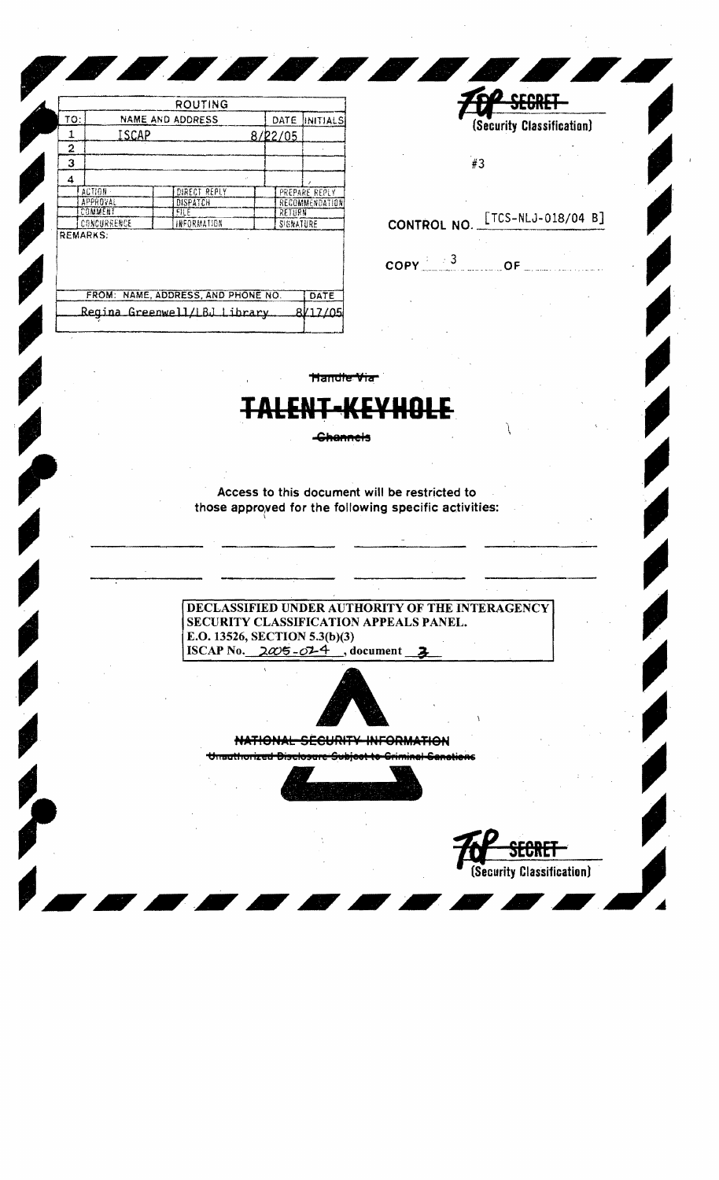| TO: | NAME AND ADDRESS | DATE | INITIALS |
|---|---|---|---|
| 1 | ISCAP | 8/22/05 | |
| 2 | | | |
| 3 | | | |
| 4 | | | |

| ROUTING | | |
|---|---|---|
| ACTION | DIRECT REPLY | PREPARE REPLY |
| APPROVAL | DISPATCH | RECOMMENDATION |
| COMMENT | FILE | RETURN |
| CONCURRENCE | INFORMATION | SIGNATURE |

REMARKS:

| FROM: NAME, ADDRESS, AND PHONE NO. | DATE |
|---|---|
| Regina Greenwell/LBJ Library | 8/17/05 |

~~TOP SECRET~~
(Security Classification)

#3

CONTROL NO. [TCS-NLJ-018/04 B]

COPY 3 OF

~~Handle Via~~

# ~~TALENT-KEYHOLE~~

~~Channels~~

Access to this document will be restricted to those approved for the following specific activities:

**DECLASSIFIED UNDER AUTHORITY OF THE INTERAGENCY SECURITY CLASSIFICATION APPEALS PANEL.**
**E.O. 13526, SECTION 5.3(b)(3)**
**ISCAP No. 2005-024, document 3**

~~NATIONAL SECURITY INFORMATION~~
~~Unauthorized Disclosure Subject to Criminal Sanctions~~

~~TOP SECRET~~
(Security Classification)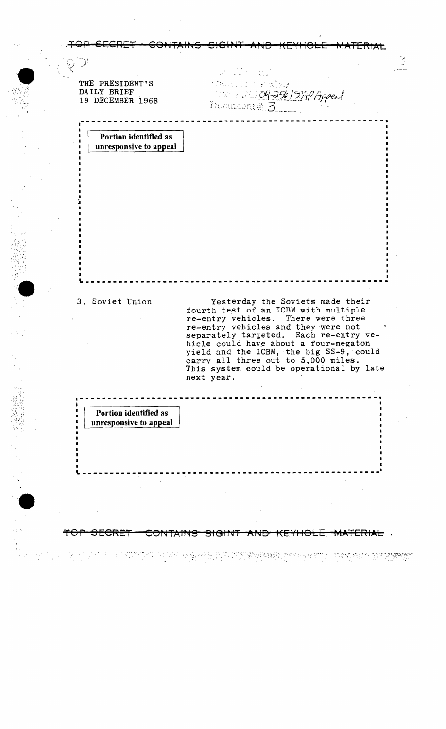TOP SECRET — CONTAINS SIGINT AND KEYHOLE MATERIAL

THE PRESIDENT'S
DAILY BRIEF
19 DECEMBER 1968

04-256/SOAP Appeal
Document # 3

Portion identified as unresponsive to appeal

3. Soviet Union

Yesterday the Soviets made their fourth test of an ICBM with multiple re-entry vehicles. There were three re-entry vehicles and they were not separately targeted. Each re-entry vehicle could have about a four-megaton yield and the ICBM, the big SS-9, could carry all three out to 5,000 miles. This system could be operational by late next year.

Portion identified as unresponsive to appeal

TOP SECRET — CONTAINS SIGINT AND KEYHOLE MATERIAL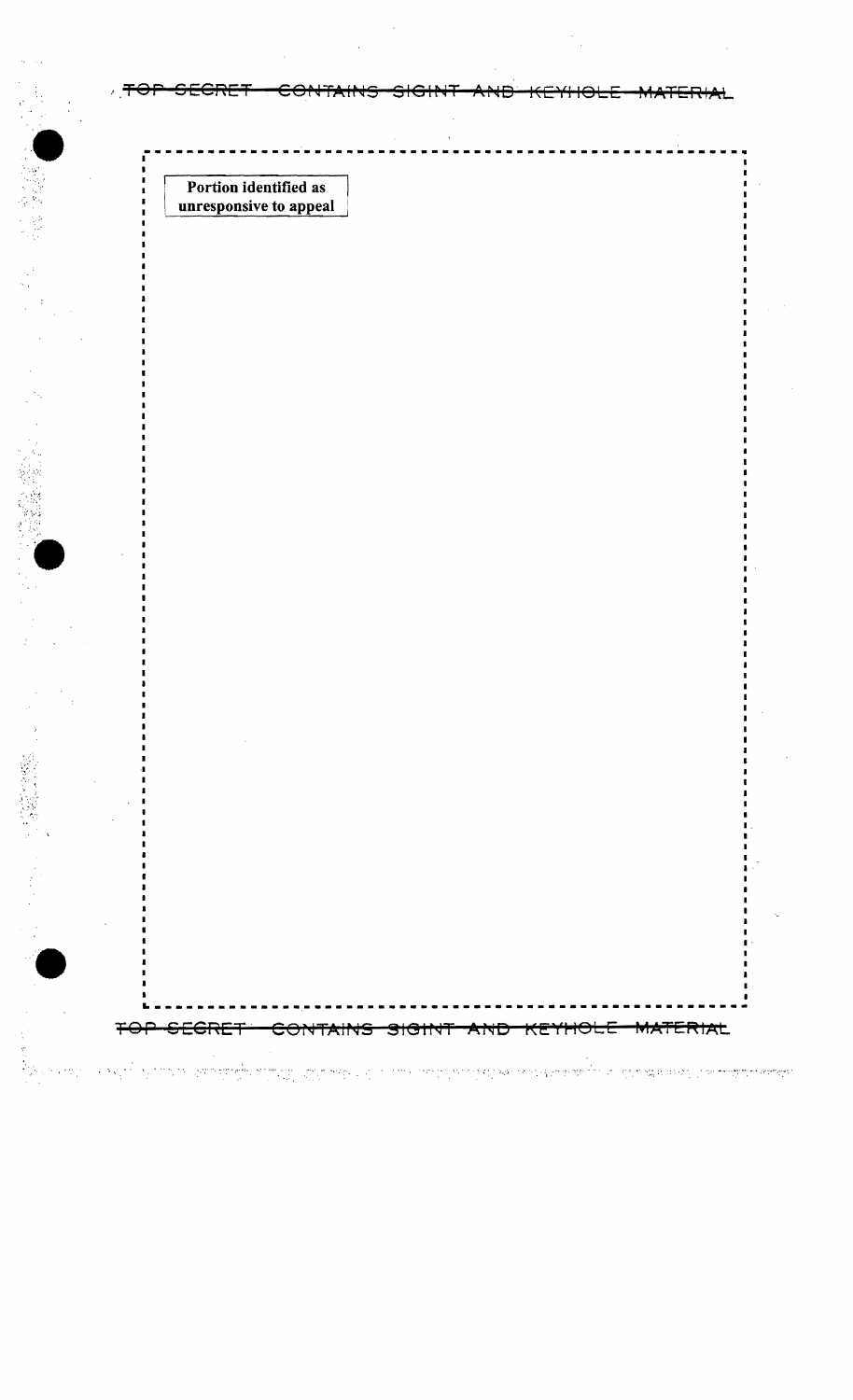**Portion identified as unresponsive to appeal**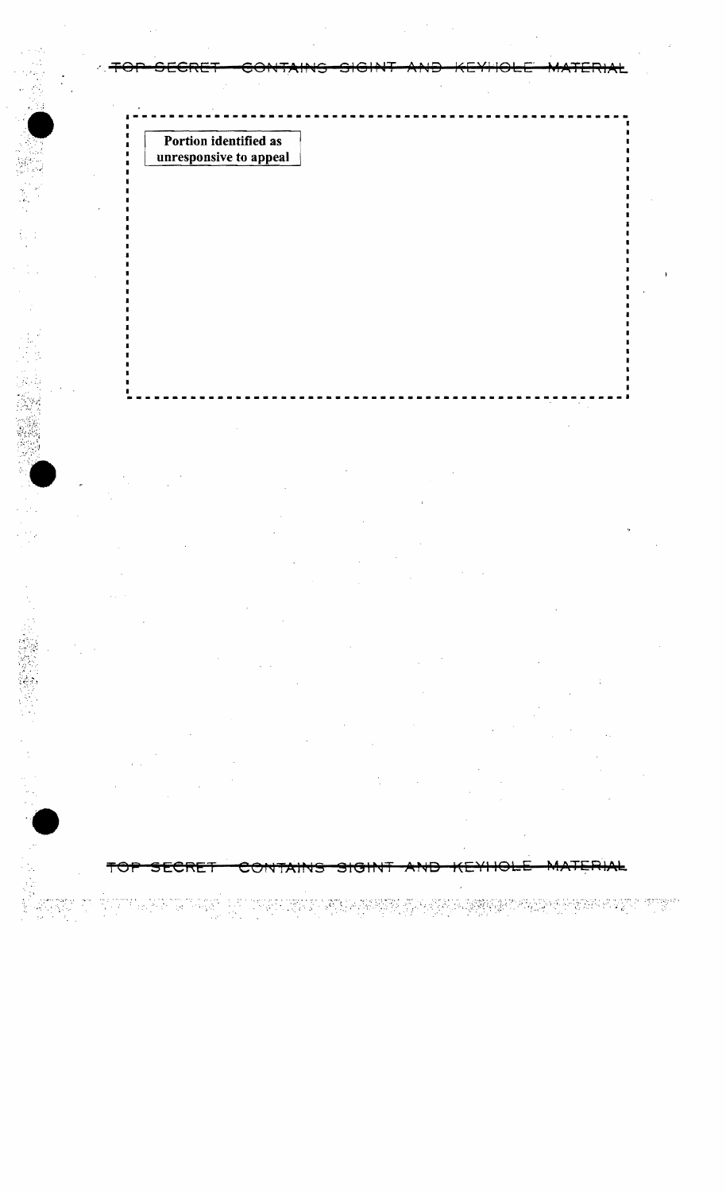**Portion identified as unresponsive to appeal**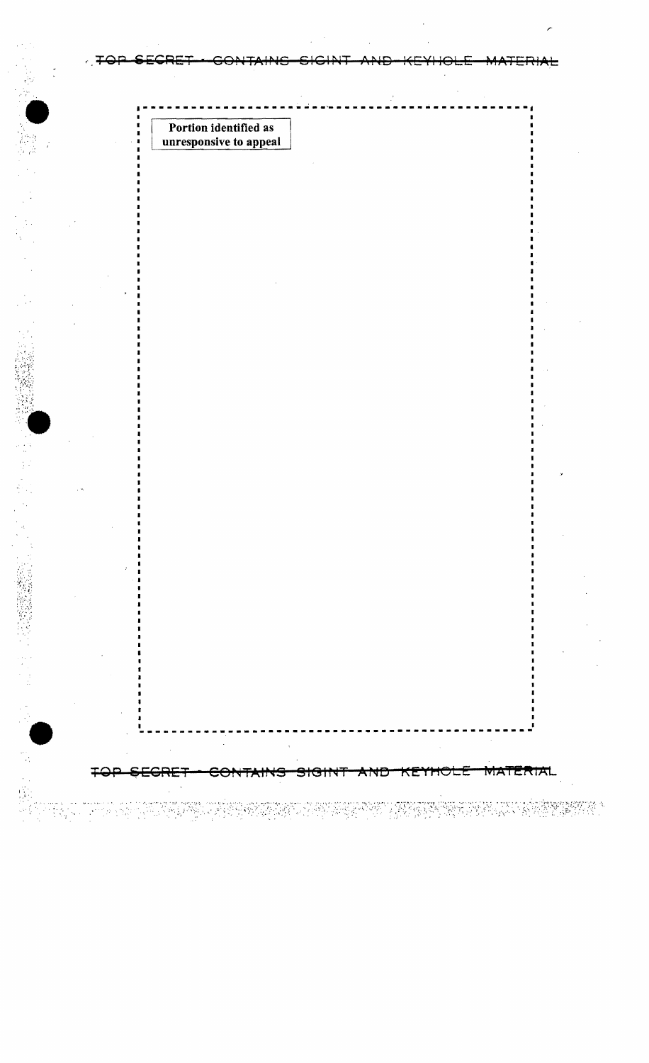Portion identified as unresponsive to appeal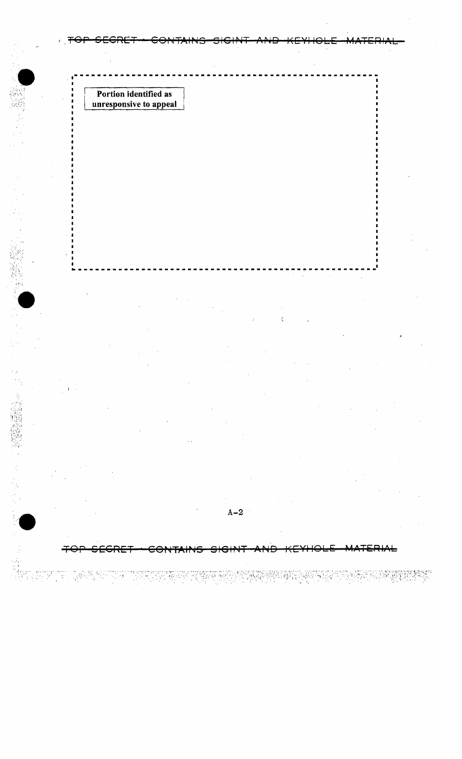Portion identified as unresponsive to appeal